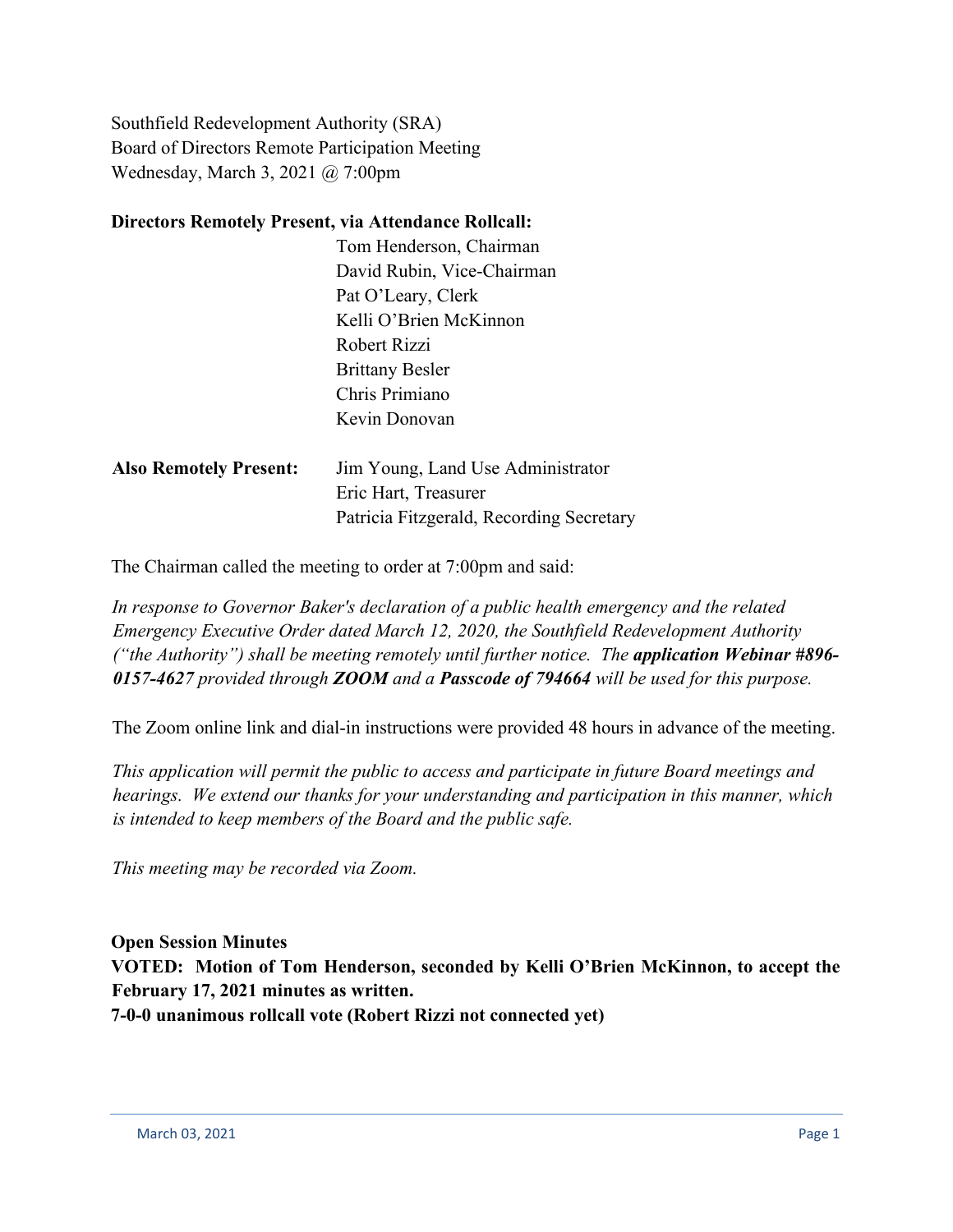Southfield Redevelopment Authority (SRA)
Board of Directors Remote Participation Meeting
Wednesday, March 3, 2021 @ 7:00pm

**Directors Remotely Present, via Attendance Rollcall:**

Tom Henderson, Chairman
David Rubin, Vice-Chairman
Pat O'Leary, Clerk
Kelli O'Brien McKinnon
Robert Rizzi
Brittany Besler
Chris Primiano
Kevin Donovan

**Also Remotely Present:** Jim Young, Land Use Administrator
Eric Hart, Treasurer
Patricia Fitzgerald, Recording Secretary

The Chairman called the meeting to order at 7:00pm and said:

*In response to Governor Baker's declaration of a public health emergency and the related Emergency Executive Order dated March 12, 2020, the Southfield Redevelopment Authority ("the Authority") shall be meeting remotely until further notice. The **application Webinar #896-0157-4627** provided through **ZOOM** and a **Passcode of 794664** will be used for this purpose.*

The Zoom online link and dial-in instructions were provided 48 hours in advance of the meeting.

*This application will permit the public to access and participate in future Board meetings and hearings. We extend our thanks for your understanding and participation in this manner, which is intended to keep members of the Board and the public safe.*

*This meeting may be recorded via Zoom.*

**Open Session Minutes**

**VOTED: Motion of Tom Henderson, seconded by Kelli O'Brien McKinnon, to accept the February 17, 2021 minutes as written.**

**7-0-0 unanimous rollcall vote (Robert Rizzi not connected yet)**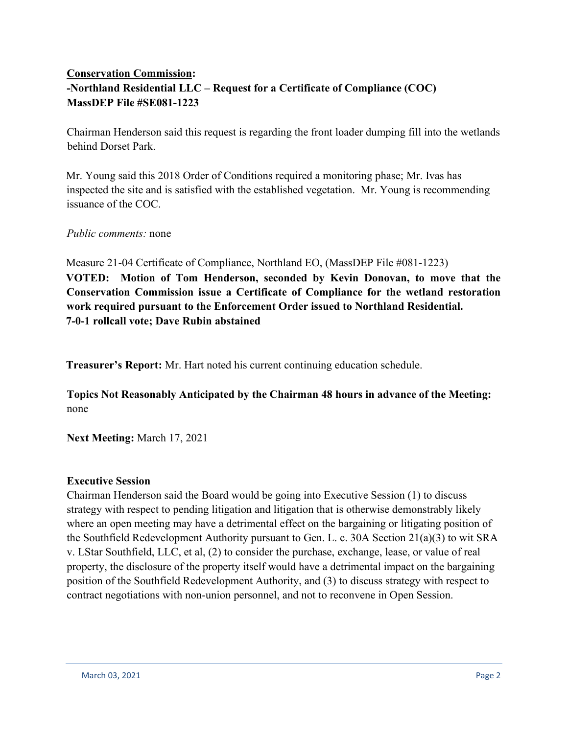**<u>Conservation Commission</u>:**
**-Northland Residential LLC – Request for a Certificate of Compliance (COC)**
**MassDEP File #SE081-1223**

Chairman Henderson said this request is regarding the front loader dumping fill into the wetlands behind Dorset Park.

Mr. Young said this 2018 Order of Conditions required a monitoring phase; Mr. Ivas has inspected the site and is satisfied with the established vegetation. Mr. Young is recommending issuance of the COC.

*Public comments:* none

Measure 21-04 Certificate of Compliance, Northland EO, (MassDEP File #081-1223)
**VOTED: Motion of Tom Henderson, seconded by Kevin Donovan, to move that the Conservation Commission issue a Certificate of Compliance for the wetland restoration work required pursuant to the Enforcement Order issued to Northland Residential.**
**7-0-1 rollcall vote; Dave Rubin abstained**

**Treasurer's Report:** Mr. Hart noted his current continuing education schedule.

**Topics Not Reasonably Anticipated by the Chairman 48 hours in advance of the Meeting:** none

**Next Meeting:** March 17, 2021

**Executive Session**
Chairman Henderson said the Board would be going into Executive Session (1) to discuss strategy with respect to pending litigation and litigation that is otherwise demonstrably likely where an open meeting may have a detrimental effect on the bargaining or litigating position of the Southfield Redevelopment Authority pursuant to Gen. L. c. 30A Section 21(a)(3) to wit SRA v. LStar Southfield, LLC, et al, (2) to consider the purchase, exchange, lease, or value of real property, the disclosure of the property itself would have a detrimental impact on the bargaining position of the Southfield Redevelopment Authority, and (3) to discuss strategy with respect to contract negotiations with non-union personnel, and not to reconvene in Open Session.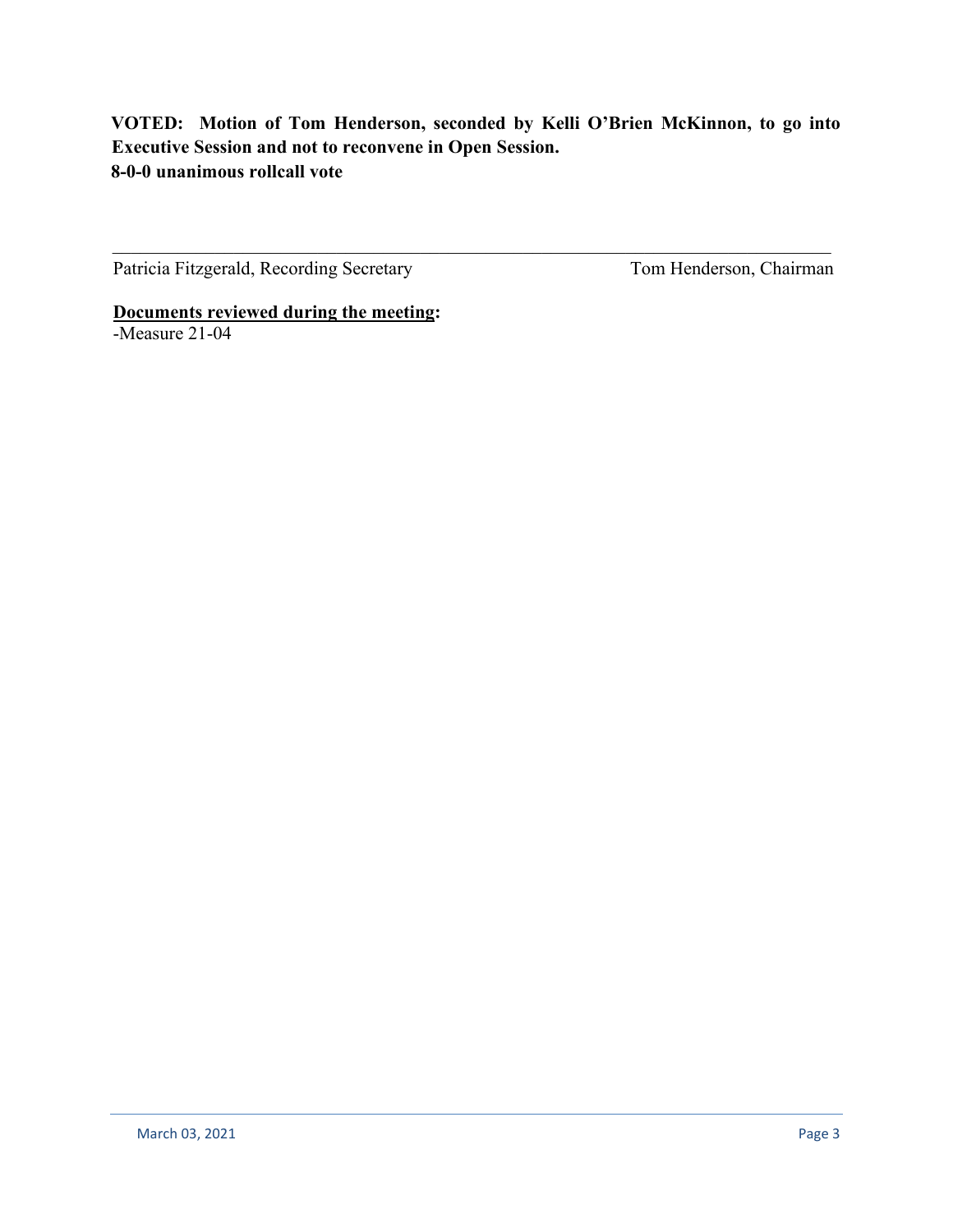**VOTED: Motion of Tom Henderson, seconded by Kelli O'Brien McKinnon, to go into Executive Session and not to reconvene in Open Session.**
**8-0-0 unanimous rollcall vote**

---

Patricia Fitzgerald, Recording Secretary Tom Henderson, Chairman

**Documents reviewed during the meeting:**

-Measure 21-04